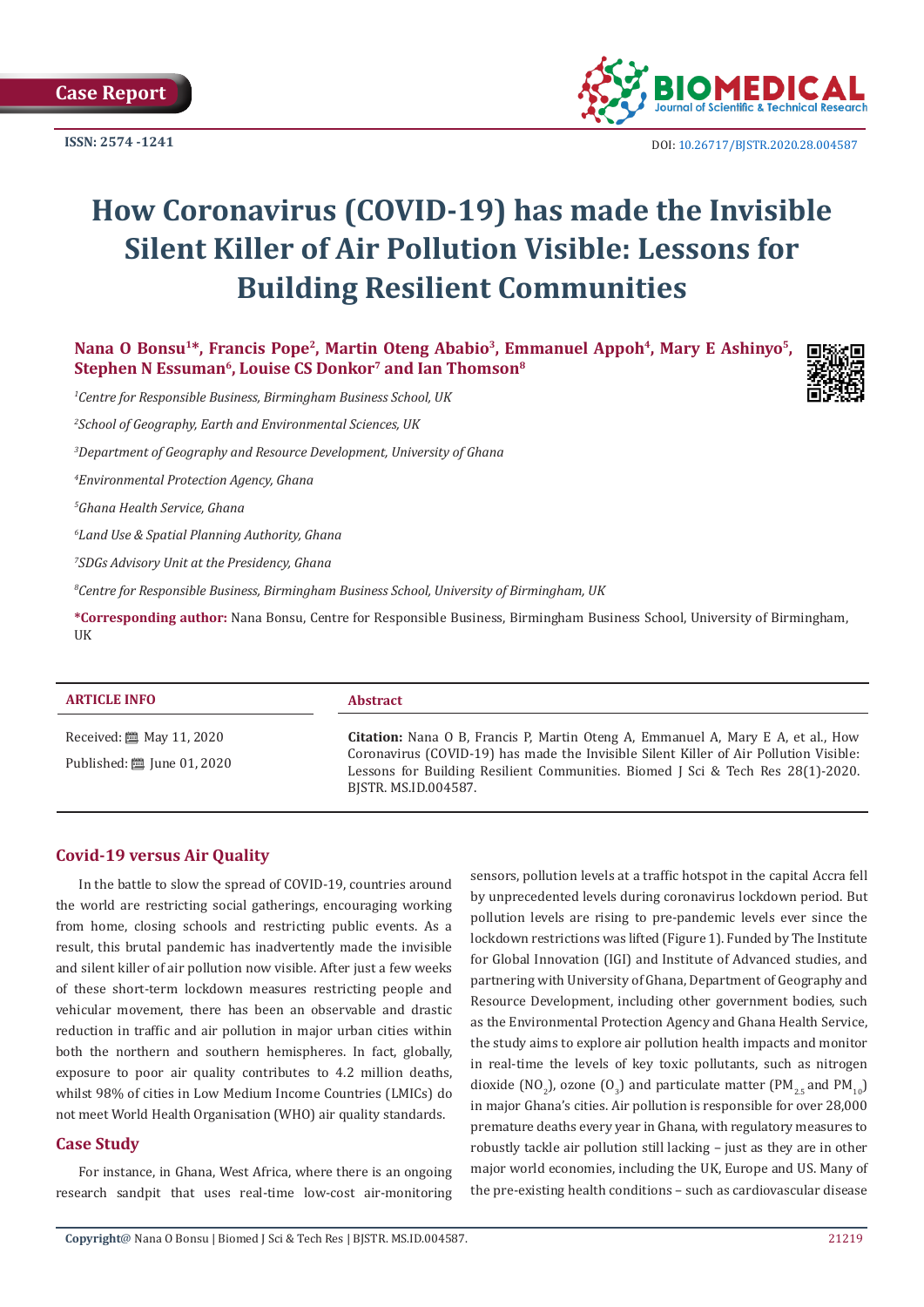Case Report

ISSN: 2574 -1241

DOI: 10.26717/BJSTR.2020.28.004587

# How Coronavirus (COVID-19) has made the Invisible Silent Killer of Air Pollution Visible: Lessons for Building Resilient Communities

**Nana O Bonsu[1]*, Francis Pope[2], Martin Oteng Ababio[3], Emmanuel Appoh[4], Mary E Ashinyo[5], Stephen N Essuman[6], Louise CS Donkor[7] and Ian Thomson[8]**

*[1]Centre for Responsible Business, Birmingham Business School, UK*

*[2]School of Geography, Earth and Environmental Sciences, UK*

*[3]Department of Geography and Resource Development, University of Ghana*

*[4]Environmental Protection Agency, Ghana*

*[5]Ghana Health Service, Ghana*

*[6]Land Use & Spatial Planning Authority, Ghana*

*[7]SDGs Advisory Unit at the Presidency, Ghana*

*[8]Centre for Responsible Business, Birmingham Business School, University of Birmingham, UK*

**\*Corresponding author:** Nana Bonsu, Centre for Responsible Business, Birmingham Business School, University of Birmingham, UK

**ARTICLE INFO**

Received: May 11, 2020

Published: June 01, 2020

**Abstract**

**Citation:** Nana O B, Francis P, Martin Oteng A, Emmanuel A, Mary E A, et al., How Coronavirus (COVID-19) has made the Invisible Silent Killer of Air Pollution Visible: Lessons for Building Resilient Communities. Biomed J Sci & Tech Res 28(1)-2020. BJSTR. MS.ID.004587.

## Covid-19 versus Air Quality

In the battle to slow the spread of COVID-19, countries around the world are restricting social gatherings, encouraging working from home, closing schools and restricting public events. As a result, this brutal pandemic has inadvertently made the invisible and silent killer of air pollution now visible. After just a few weeks of these short-term lockdown measures restricting people and vehicular movement, there has been an observable and drastic reduction in traffic and air pollution in major urban cities within both the northern and southern hemispheres. In fact, globally, exposure to poor air quality contributes to 4.2 million deaths, whilst 98% of cities in Low Medium Income Countries (LMICs) do not meet World Health Organisation (WHO) air quality standards.

## Case Study

For instance, in Ghana, West Africa, where there is an ongoing research sandpit that uses real-time low-cost air-monitoring sensors, pollution levels at a traffic hotspot in the capital Accra fell by unprecedented levels during coronavirus lockdown period. But pollution levels are rising to pre-pandemic levels ever since the lockdown restrictions was lifted (Figure 1). Funded by The Institute for Global Innovation (IGI) and Institute of Advanced studies, and partnering with University of Ghana, Department of Geography and Resource Development, including other government bodies, such as the Environmental Protection Agency and Ghana Health Service, the study aims to explore air pollution health impacts and monitor in real-time the levels of key toxic pollutants, such as nitrogen dioxide ($NO_2$), ozone ($O_3$) and particulate matter ($PM_{2.5}$ and $PM_{10}$) in major Ghana's cities. Air pollution is responsible for over 28,000 premature deaths every year in Ghana, with regulatory measures to robustly tackle air pollution still lacking – just as they are in other major world economies, including the UK, Europe and US. Many of the pre-existing health conditions – such as cardiovascular disease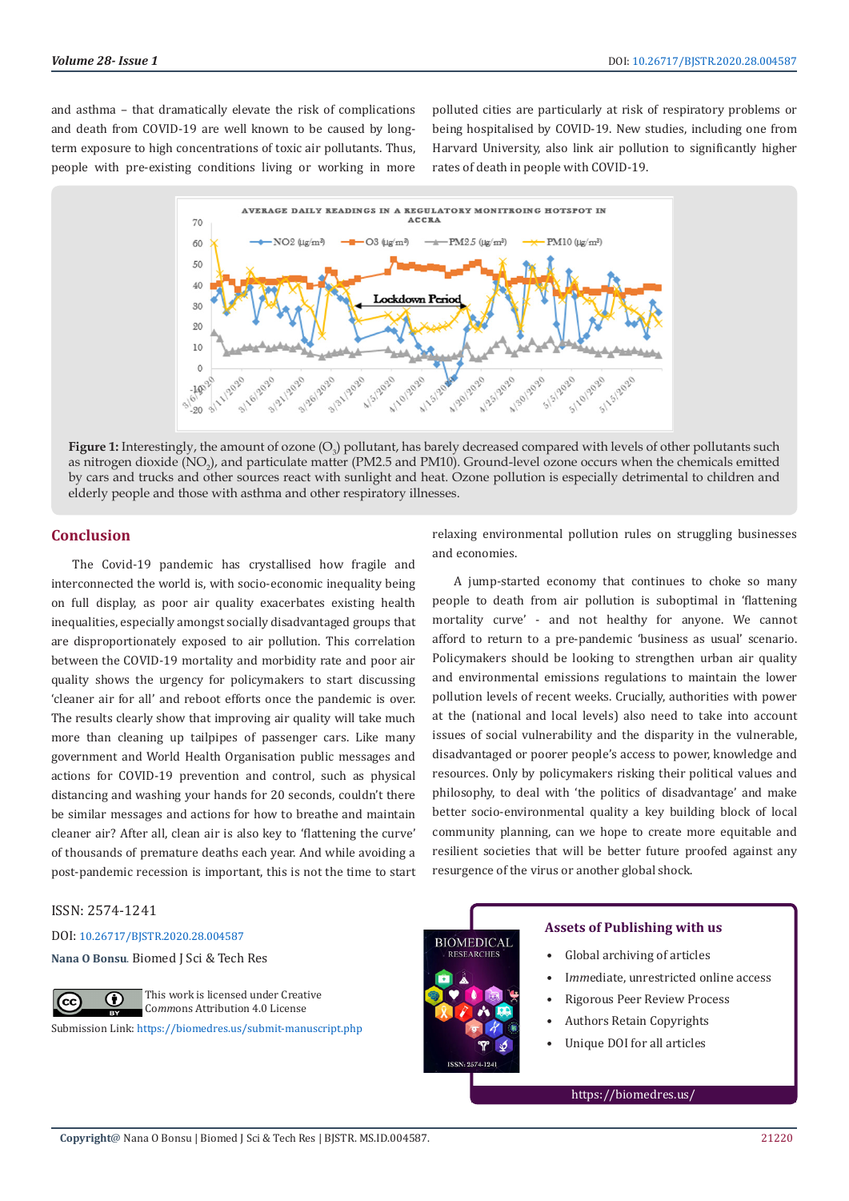and asthma – that dramatically elevate the risk of complications and death from COVID-19 are well known to be caused by long-term exposure to high concentrations of toxic air pollutants. Thus, people with pre-existing conditions living or working in more polluted cities are particularly at risk of respiratory problems or being hospitalised by COVID-19. New studies, including one from Harvard University, also link air pollution to significantly higher rates of death in people with COVID-19.

AVERAGE DAILY READINGS IN A REGULATORY MONITRONING HOTSPOT IN ACCRA

NO2 (μg/m³)
O3 (μg/m³)
PM2.5 (μg/m³)
PM10 (μg/m³)

Lockdown Period

70
60
50
40
30
20
10
0
-10
-20

3/6/2020
3/11/2020
3/16/2020
3/21/2020
3/26/2020
3/31/2020
4/5/2020
4/10/2020
4/15/2020
4/20/2020
4/25/2020
4/30/2020
5/5/2020
5/10/2020
5/15/2020

**Figure 1:** Interestingly, the amount of ozone ($O_3$) pollutant, has barely decreased compared with levels of other pollutants such as nitrogen dioxide ($NO_2$), and particulate matter (PM2.5 and PM10). Ground-level ozone occurs when the chemicals emitted by cars and trucks and other sources react with sunlight and heat. Ozone pollution is especially detrimental to children and elderly people and those with asthma and other respiratory illnesses.

## Conclusion

The Covid-19 pandemic has crystallised how fragile and interconnected the world is, with socio-economic inequality being on full display, as poor air quality exacerbates existing health inequalities, especially amongst socially disadvantaged groups that are disproportionately exposed to air pollution. This correlation between the COVID-19 mortality and morbidity rate and poor air quality shows the urgency for policymakers to start discussing 'cleaner air for all' and reboot efforts once the pandemic is over. The results clearly show that improving air quality will take much more than cleaning up tailpipes of passenger cars. Like many government and World Health Organisation public messages and actions for COVID-19 prevention and control, such as physical distancing and washing your hands for 20 seconds, couldn't there be similar messages and actions for how to breathe and maintain cleaner air? After all, clean air is also key to 'flattening the curve' of thousands of premature deaths each year. And while avoiding a post-pandemic recession is important, this is not the time to start relaxing environmental pollution rules on struggling businesses and economies.

A jump-started economy that continues to choke so many people to death from air pollution is suboptimal in 'flattening mortality curve' - and not healthy for anyone. We cannot afford to return to a pre-pandemic 'business as usual' scenario. Policymakers should be looking to strengthen urban air quality and environmental emissions regulations to maintain the lower pollution levels of recent weeks. Crucially, authorities with power at the (national and local levels) also need to take into account issues of social vulnerability and the disparity in the vulnerable, disadvantaged or poorer people's access to power, knowledge and resources. Only by policymakers risking their political values and philosophy, to deal with 'the politics of disadvantage' and make better socio-environmental quality a key building block of local community planning, can we hope to create more equitable and resilient societies that will be better future proofed against any resurgence of the virus or another global shock.

ISSN: 2574-1241

DOI: 10.26717/BJSTR.2020.28.004587

**Nana O Bonsu**. Biomed J Sci & Tech Res

This work is licensed under Creative Commons Attribution 4.0 License

Submission Link: https://biomedres.us/submit-manuscript.php

### Assets of Publishing with us

- Global archiving of articles
- Immediate, unrestricted online access
- Rigorous Peer Review Process
- Authors Retain Copyrights
- Unique DOI for all articles

https://biomedres.us/

**Copyright**@ Nana O Bonsu | Biomed J Sci & Tech Res | BJSTR. MS.ID.004587.